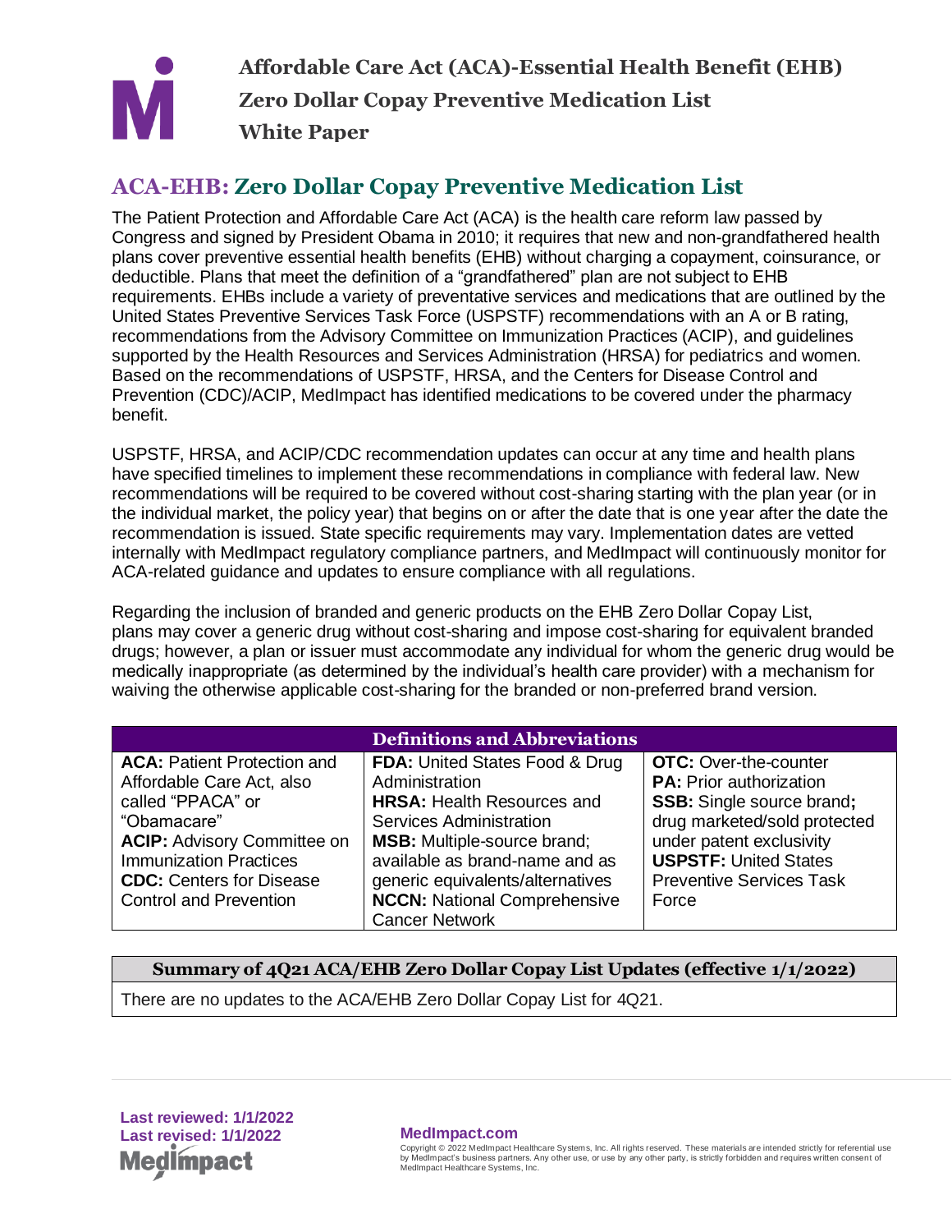# Affordable Care Act (ACA)-Essential Health Benefit (EHB) Zero Dollar Copay Preventive Medication List White Paper

## ACA-EHB: Zero Dollar Copay Preventive Medication List

The Patient Protection and Affordable Care Act (ACA) is the health care reform law passed by Congress and signed by President Obama in 2010; it requires that new and non-grandfathered health plans cover preventive essential health benefits (EHB) without charging a copayment, coinsurance, or deductible. Plans that meet the definition of a "grandfathered" plan are not subject to EHB requirements. EHBs include a variety of preventative services and medications that are outlined by the United States Preventive Services Task Force (USPSTF) recommendations with an A or B rating, recommendations from the Advisory Committee on Immunization Practices (ACIP), and guidelines supported by the Health Resources and Services Administration (HRSA) for pediatrics and women. Based on the recommendations of USPSTF, HRSA, and the Centers for Disease Control and Prevention (CDC)/ACIP, MedImpact has identified medications to be covered under the pharmacy benefit.

USPSTF, HRSA, and ACIP/CDC recommendation updates can occur at any time and health plans have specified timelines to implement these recommendations in compliance with federal law. New recommendations will be required to be covered without cost-sharing starting with the plan year (or in the individual market, the policy year) that begins on or after the date that is one year after the date the recommendation is issued. State specific requirements may vary. Implementation dates are vetted internally with MedImpact regulatory compliance partners, and MedImpact will continuously monitor for ACA-related guidance and updates to ensure compliance with all regulations.

Regarding the inclusion of branded and generic products on the EHB Zero Dollar Copay List, plans may cover a generic drug without cost-sharing and impose cost-sharing for equivalent branded drugs; however, a plan or issuer must accommodate any individual for whom the generic drug would be medically inappropriate (as determined by the individual's health care provider) with a mechanism for waiving the otherwise applicable cost-sharing for the branded or non-preferred brand version.

| Definitions and Abbreviations | | |
|---|---|---|
| **ACA:** Patient Protection and Affordable Care Act, also called "PPACA" or "Obamacare"<br>**ACIP:** Advisory Committee on Immunization Practices<br>**CDC:** Centers for Disease Control and Prevention | **FDA:** United States Food & Drug Administration<br>**HRSA:** Health Resources and Services Administration<br>**MSB:** Multiple-source brand; available as brand-name and as generic equivalents/alternatives<br>**NCCN:** National Comprehensive Cancer Network | **OTC:** Over-the-counter<br>**PA:** Prior authorization<br>**SSB:** Single source brand**;** drug marketed/sold protected under patent exclusivity<br>**USPSTF:** United States Preventive Services Task Force |

| Summary of 4Q21 ACA/EHB Zero Dollar Copay List Updates (effective 1/1/2022) |
|---|
| There are no updates to the ACA/EHB Zero Dollar Copay List for 4Q21. |

**Last reviewed: 1/1/2022**
**Last revised: 1/1/2022**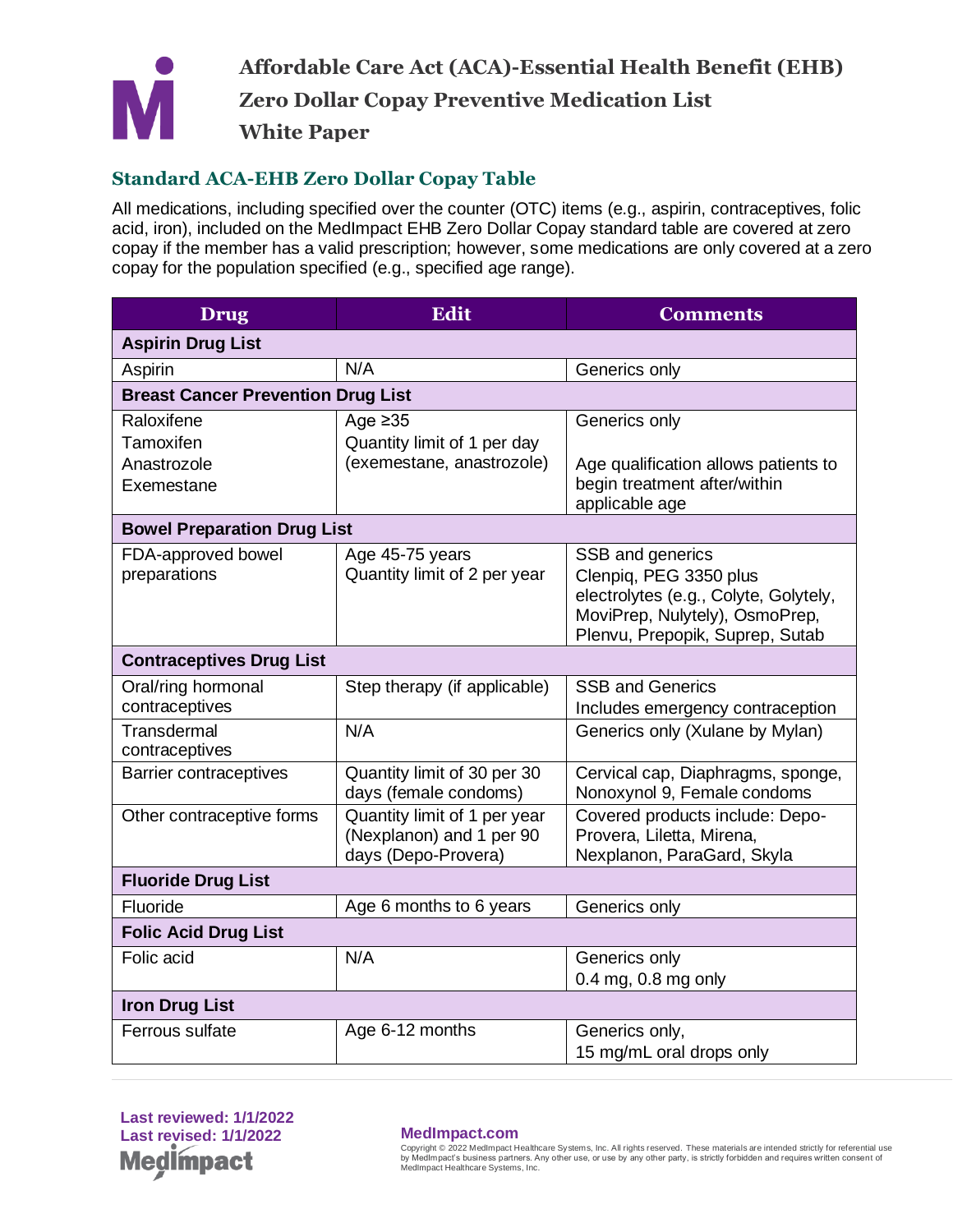# Affordable Care Act (ACA)-Essential Health Benefit (EHB) Zero Dollar Copay Preventive Medication List White Paper

## Standard ACA-EHB Zero Dollar Copay Table

All medications, including specified over the counter (OTC) items (e.g., aspirin, contraceptives, folic acid, iron), included on the MedImpact EHB Zero Dollar Copay standard table are covered at zero copay if the member has a valid prescription; however, some medications are only covered at a zero copay for the population specified (e.g., specified age range).

| Drug | Edit | Comments |
|---|---|---|
| **Aspirin Drug List** | | |
| Aspirin | N/A | Generics only |
| **Breast Cancer Prevention Drug List** | | |
| Raloxifene<br>Tamoxifen<br>Anastrozole<br>Exemestane | Age ≥35<br>Quantity limit of 1 per day (exemestane, anastrozole) | Generics only<br><br>Age qualification allows patients to begin treatment after/within applicable age |
| **Bowel Preparation Drug List** | | |
| FDA-approved bowel preparations | Age 45-75 years<br>Quantity limit of 2 per year | SSB and generics<br>Clenpiq, PEG 3350 plus electrolytes (e.g., Colyte, Golytely, MoviPrep, Nulytely), OsmoPrep, Plenvu, Prepopik, Suprep, Sutab |
| **Contraceptives Drug List** | | |
| Oral/ring hormonal contraceptives | Step therapy (if applicable) | SSB and Generics<br>Includes emergency contraception |
| Transdermal contraceptives | N/A | Generics only (Xulane by Mylan) |
| Barrier contraceptives | Quantity limit of 30 per 30 days (female condoms) | Cervical cap, Diaphragms, sponge, Nonoxynol 9, Female condoms |
| Other contraceptive forms | Quantity limit of 1 per year (Nexplanon) and 1 per 90 days (Depo-Provera) | Covered products include: Depo-Provera, Liletta, Mirena, Nexplanon, ParaGard, Skyla |
| **Fluoride Drug List** | | |
| Fluoride | Age 6 months to 6 years | Generics only |
| **Folic Acid Drug List** | | |
| Folic acid | N/A | Generics only<br>0.4 mg, 0.8 mg only |
| **Iron Drug List** | | |
| Ferrous sulfate | Age 6-12 months | Generics only,<br>15 mg/mL oral drops only |

Last reviewed: 1/1/2022
Last revised: 1/1/2022

MedImpact.com

Copyright © 2022 MedImpact Healthcare Systems, Inc. All rights reserved. These materials are intended strictly for referential use by MedImpact's business partners. Any other use, or use by any other party, is strictly forbidden and requires written consent of MedImpact Healthcare Systems, Inc.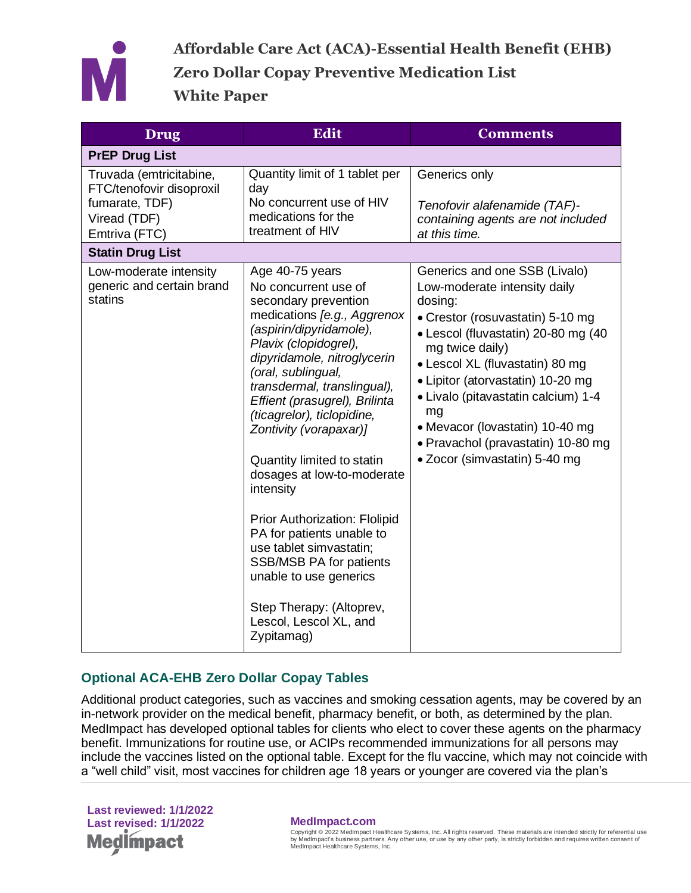# Affordable Care Act (ACA)-Essential Health Benefit (EHB) Zero Dollar Copay Preventive Medication List White Paper

| Drug | Edit | Comments |
|---|---|---|
| **PrEP Drug List** | | |
| Truvada (emtricitabine, FTC/tenofovir disoproxil fumarate, TDF)<br>Viread (TDF)<br>Emtriva (FTC) | Quantity limit of 1 tablet per day<br>No concurrent use of HIV medications for the treatment of HIV | Generics only<br><br>*Tenofovir alafenamide (TAF)-containing agents are not included at this time.* |
| **Statin Drug List** | | |
| Low-moderate intensity generic and certain brand statins | Age 40-75 years<br>No concurrent use of secondary prevention medications *[e.g., Aggrenox (aspirin/dipyridamole), Plavix (clopidogrel), dipyridamole, nitroglycerin (oral, sublingual, transdermal, translingual), Effient (prasugrel), Brilinta (ticagrelor), ticlopidine, Zontivity (vorapaxar)]*<br><br>Quantity limited to statin dosages at low-to-moderate intensity<br><br>Prior Authorization: Flolipid PA for patients unable to use tablet simvastatin; SSB/MSB PA for patients unable to use generics<br><br>Step Therapy: (Altoprev, Lescol, Lescol XL, and Zypitamag) | Generics and one SSB (Livalo)<br>Low-moderate intensity daily dosing:<br>• Crestor (rosuvastatin) 5-10 mg<br>• Lescol (fluvastatin) 20-80 mg (40 mg twice daily)<br>• Lescol XL (fluvastatin) 80 mg<br>• Lipitor (atorvastatin) 10-20 mg<br>• Livalo (pitavastatin calcium) 1-4 mg<br>• Mevacor (lovastatin) 10-40 mg<br>• Pravachol (pravastatin) 10-80 mg<br>• Zocor (simvastatin) 5-40 mg |

## Optional ACA-EHB Zero Dollar Copay Tables

Additional product categories, such as vaccines and smoking cessation agents, may be covered by an in-network provider on the medical benefit, pharmacy benefit, or both, as determined by the plan. MedImpact has developed optional tables for clients who elect to cover these agents on the pharmacy benefit. Immunizations for routine use, or ACIPs recommended immunizations for all persons may include the vaccines listed on the optional table. Except for the flu vaccine, which may not coincide with a "well child" visit, most vaccines for children age 18 years or younger are covered via the plan's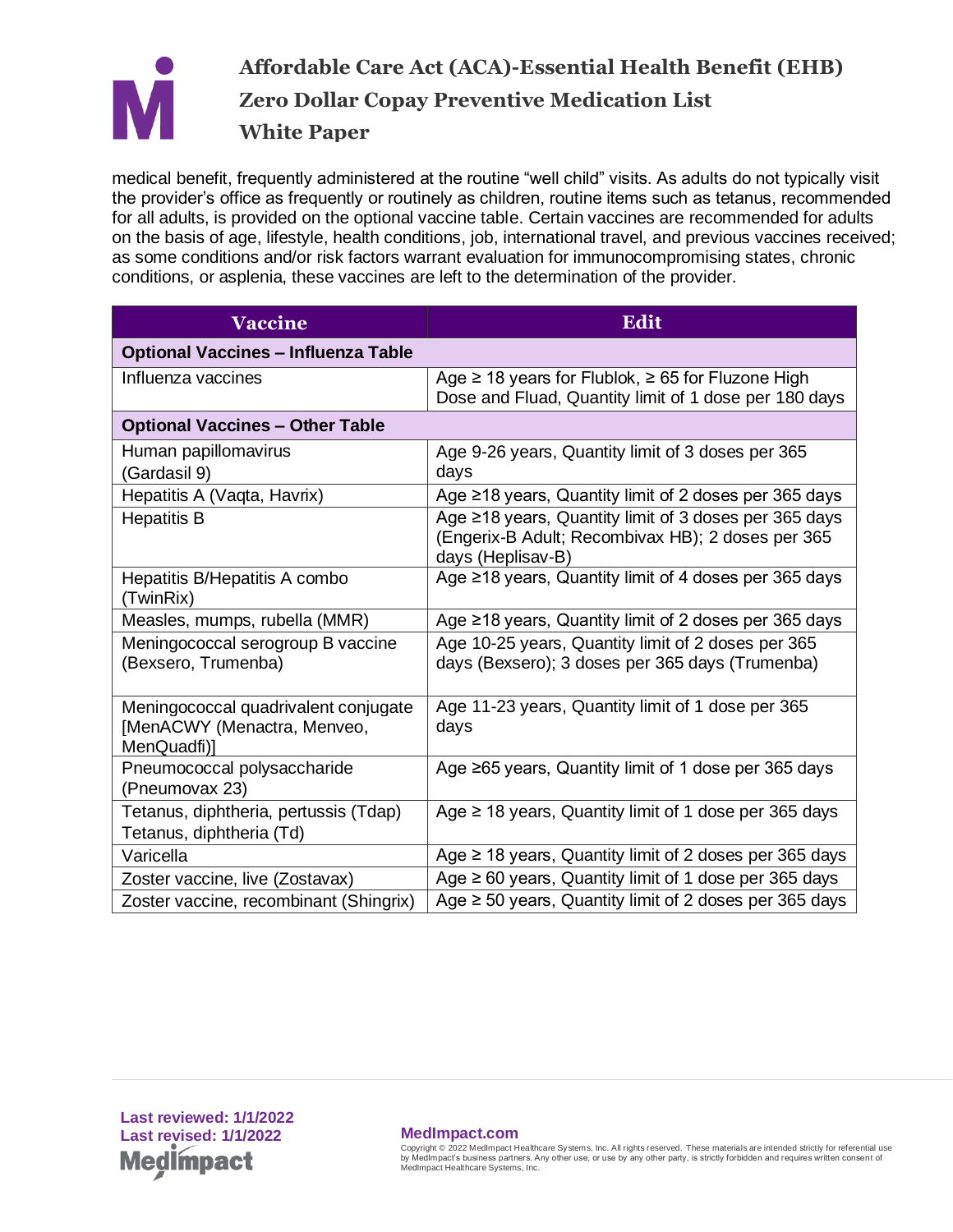medical benefit, frequently administered at the routine "well child" visits. As adults do not typically visit the provider's office as frequently or routinely as children, routine items such as tetanus, recommended for all adults, is provided on the optional vaccine table. Certain vaccines are recommended for adults on the basis of age, lifestyle, health conditions, job, international travel, and previous vaccines received; as some conditions and/or risk factors warrant evaluation for immunocompromising states, chronic conditions, or asplenia, these vaccines are left to the determination of the provider.

| Vaccine | Edit |
|---|---|
| **Optional Vaccines – Influenza Table** | |
| Influenza vaccines | Age ≥ 18 years for Flublok, ≥ 65 for Fluzone High Dose and Fluad, Quantity limit of 1 dose per 180 days |
| **Optional Vaccines – Other Table** | |
| Human papillomavirus (Gardasil 9) | Age 9-26 years, Quantity limit of 3 doses per 365 days |
| Hepatitis A (Vaqta, Havrix) | Age ≥18 years, Quantity limit of 2 doses per 365 days |
| Hepatitis B | Age ≥18 years, Quantity limit of 3 doses per 365 days (Engerix-B Adult; Recombivax HB); 2 doses per 365 days (Heplisav-B) |
| Hepatitis B/Hepatitis A combo (TwinRix) | Age ≥18 years, Quantity limit of 4 doses per 365 days |
| Measles, mumps, rubella (MMR) | Age ≥18 years, Quantity limit of 2 doses per 365 days |
| Meningococcal serogroup B vaccine (Bexsero, Trumenba) | Age 10-25 years, Quantity limit of 2 doses per 365 days (Bexsero); 3 doses per 365 days (Trumenba) |
| Meningococcal quadrivalent conjugate [MenACWY (Menactra, Menveo, MenQuadfi)] | Age 11-23 years, Quantity limit of 1 dose per 365 days |
| Pneumococcal polysaccharide (Pneumovax 23) | Age ≥65 years, Quantity limit of 1 dose per 365 days |
| Tetanus, diphtheria, pertussis (Tdap) Tetanus, diphtheria (Td) | Age ≥ 18 years, Quantity limit of 1 dose per 365 days |
| Varicella | Age ≥ 18 years, Quantity limit of 2 doses per 365 days |
| Zoster vaccine, live (Zostavax) | Age ≥ 60 years, Quantity limit of 1 dose per 365 days |
| Zoster vaccine, recombinant (Shingrix) | Age ≥ 50 years, Quantity limit of 2 doses per 365 days |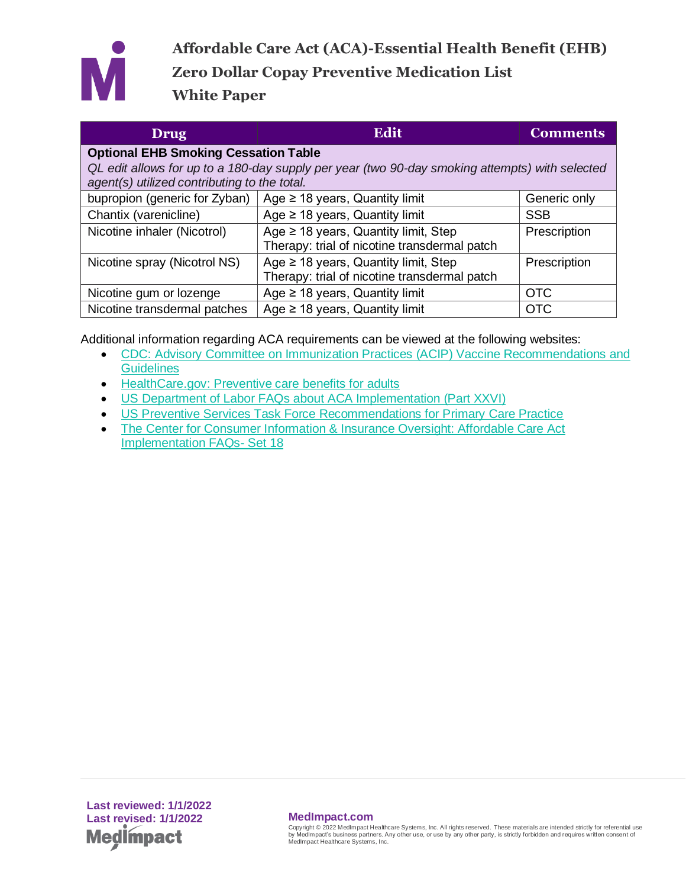| Drug | Edit | Comments |
|---|---|---|
| **Optional EHB Smoking Cessation Table** *QL edit allows for up to a 180-day supply per year (two 90-day smoking attempts) with selected agent(s) utilized contributing to the total.* | | |
| bupropion (generic for Zyban) | Age ≥ 18 years, Quantity limit | Generic only |
| Chantix (varenicline) | Age ≥ 18 years, Quantity limit | SSB |
| Nicotine inhaler (Nicotrol) | Age ≥ 18 years, Quantity limit, Step Therapy: trial of nicotine transdermal patch | Prescription |
| Nicotine spray (Nicotrol NS) | Age ≥ 18 years, Quantity limit, Step Therapy: trial of nicotine transdermal patch | Prescription |
| Nicotine gum or lozenge | Age ≥ 18 years, Quantity limit | OTC |
| Nicotine transdermal patches | Age ≥ 18 years, Quantity limit | OTC |

Additional information regarding ACA requirements can be viewed at the following websites:

- CDC: Advisory Committee on Immunization Practices (ACIP) Vaccine Recommendations and Guidelines
- HealthCare.gov: Preventive care benefits for adults
- US Department of Labor FAQs about ACA Implementation (Part XXVI)
- US Preventive Services Task Force Recommendations for Primary Care Practice
- The Center for Consumer Information & Insurance Oversight: Affordable Care Act Implementation FAQs- Set 18

**Last reviewed: 1/1/2022**
**Last revised: 1/1/2022**